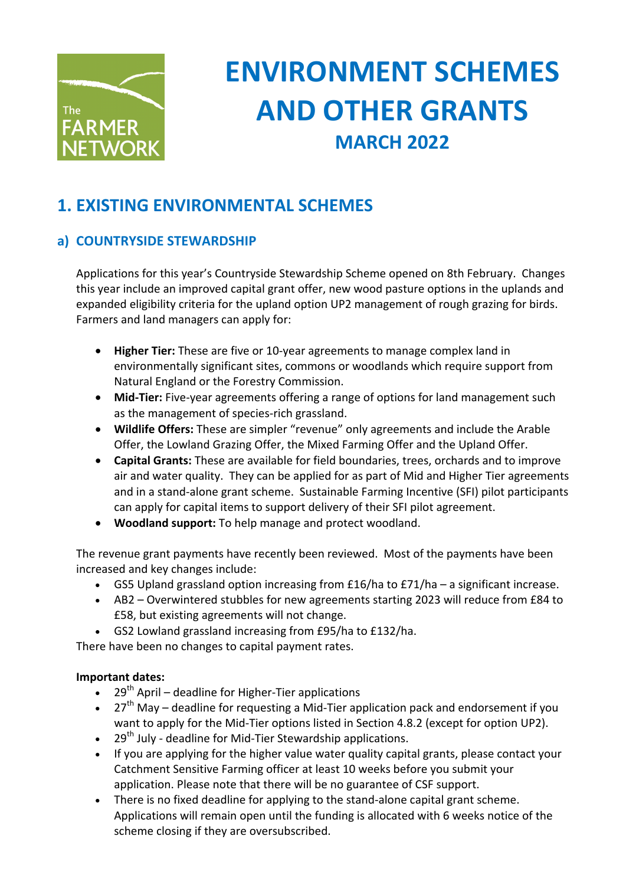# ENVIRONMENT SCHEMES AND OTHER GRANTS

## MARCH 2022

## 1. EXISTING ENVIRONMENTAL SCHEMES

### a) COUNTRYSIDE STEWARDSHIP

Applications for this year's Countryside Stewardship Scheme opened on 8th February. Changes this year include an improved capital grant offer, new wood pasture options in the uplands and expanded eligibility criteria for the upland option UP2 management of rough grazing for birds. Farmers and land managers can apply for:

- **Higher Tier:** These are five or 10-year agreements to manage complex land in environmentally significant sites, commons or woodlands which require support from Natural England or the Forestry Commission.
- **Mid-Tier:** Five-year agreements offering a range of options for land management such as the management of species-rich grassland.
- **Wildlife Offers:** These are simpler "revenue" only agreements and include the Arable Offer, the Lowland Grazing Offer, the Mixed Farming Offer and the Upland Offer.
- **Capital Grants:** These are available for field boundaries, trees, orchards and to improve air and water quality. They can be applied for as part of Mid and Higher Tier agreements and in a stand-alone grant scheme. Sustainable Farming Incentive (SFI) pilot participants can apply for capital items to support delivery of their SFI pilot agreement.
- **Woodland support:** To help manage and protect woodland.

The revenue grant payments have recently been reviewed. Most of the payments have been increased and key changes include:

- GS5 Upland grassland option increasing from £16/ha to £71/ha – a significant increase.
- AB2 – Overwintered stubbles for new agreements starting 2023 will reduce from £84 to £58, but existing agreements will not change.
- GS2 Lowland grassland increasing from £95/ha to £132/ha.

There have been no changes to capital payment rates.

**Important dates:**

- 29th April – deadline for Higher-Tier applications
- 27th May – deadline for requesting a Mid-Tier application pack and endorsement if you want to apply for the Mid-Tier options listed in Section 4.8.2 (except for option UP2).
- 29th July - deadline for Mid-Tier Stewardship applications.
- If you are applying for the higher value water quality capital grants, please contact your Catchment Sensitive Farming officer at least 10 weeks before you submit your application. Please note that there will be no guarantee of CSF support.
- There is no fixed deadline for applying to the stand-alone capital grant scheme. Applications will remain open until the funding is allocated with 6 weeks notice of the scheme closing if they are oversubscribed.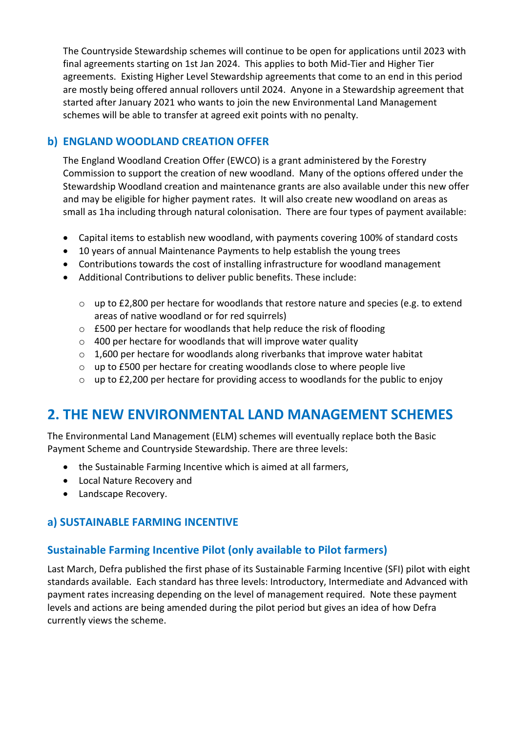The Countryside Stewardship schemes will continue to be open for applications until 2023 with final agreements starting on 1st Jan 2024. This applies to both Mid-Tier and Higher Tier agreements. Existing Higher Level Stewardship agreements that come to an end in this period are mostly being offered annual rollovers until 2024. Anyone in a Stewardship agreement that started after January 2021 who wants to join the new Environmental Land Management schemes will be able to transfer at agreed exit points with no penalty.

### b) ENGLAND WOODLAND CREATION OFFER

The England Woodland Creation Offer (EWCO) is a grant administered by the Forestry Commission to support the creation of new woodland. Many of the options offered under the Stewardship Woodland creation and maintenance grants are also available under this new offer and may be eligible for higher payment rates. It will also create new woodland on areas as small as 1ha including through natural colonisation. There are four types of payment available:

- Capital items to establish new woodland, with payments covering 100% of standard costs
- 10 years of annual Maintenance Payments to help establish the young trees
- Contributions towards the cost of installing infrastructure for woodland management
- Additional Contributions to deliver public benefits. These include:
  - up to £2,800 per hectare for woodlands that restore nature and species (e.g. to extend areas of native woodland or for red squirrels)
  - £500 per hectare for woodlands that help reduce the risk of flooding
  - 400 per hectare for woodlands that will improve water quality
  - 1,600 per hectare for woodlands along riverbanks that improve water habitat
  - up to £500 per hectare for creating woodlands close to where people live
  - up to £2,200 per hectare for providing access to woodlands for the public to enjoy

## 2. THE NEW ENVIRONMENTAL LAND MANAGEMENT SCHEMES

The Environmental Land Management (ELM) schemes will eventually replace both the Basic Payment Scheme and Countryside Stewardship. There are three levels:

- the Sustainable Farming Incentive which is aimed at all farmers,
- Local Nature Recovery and
- Landscape Recovery.

### a) SUSTAINABLE FARMING INCENTIVE

#### Sustainable Farming Incentive Pilot (only available to Pilot farmers)

Last March, Defra published the first phase of its Sustainable Farming Incentive (SFI) pilot with eight standards available. Each standard has three levels: Introductory, Intermediate and Advanced with payment rates increasing depending on the level of management required. Note these payment levels and actions are being amended during the pilot period but gives an idea of how Defra currently views the scheme.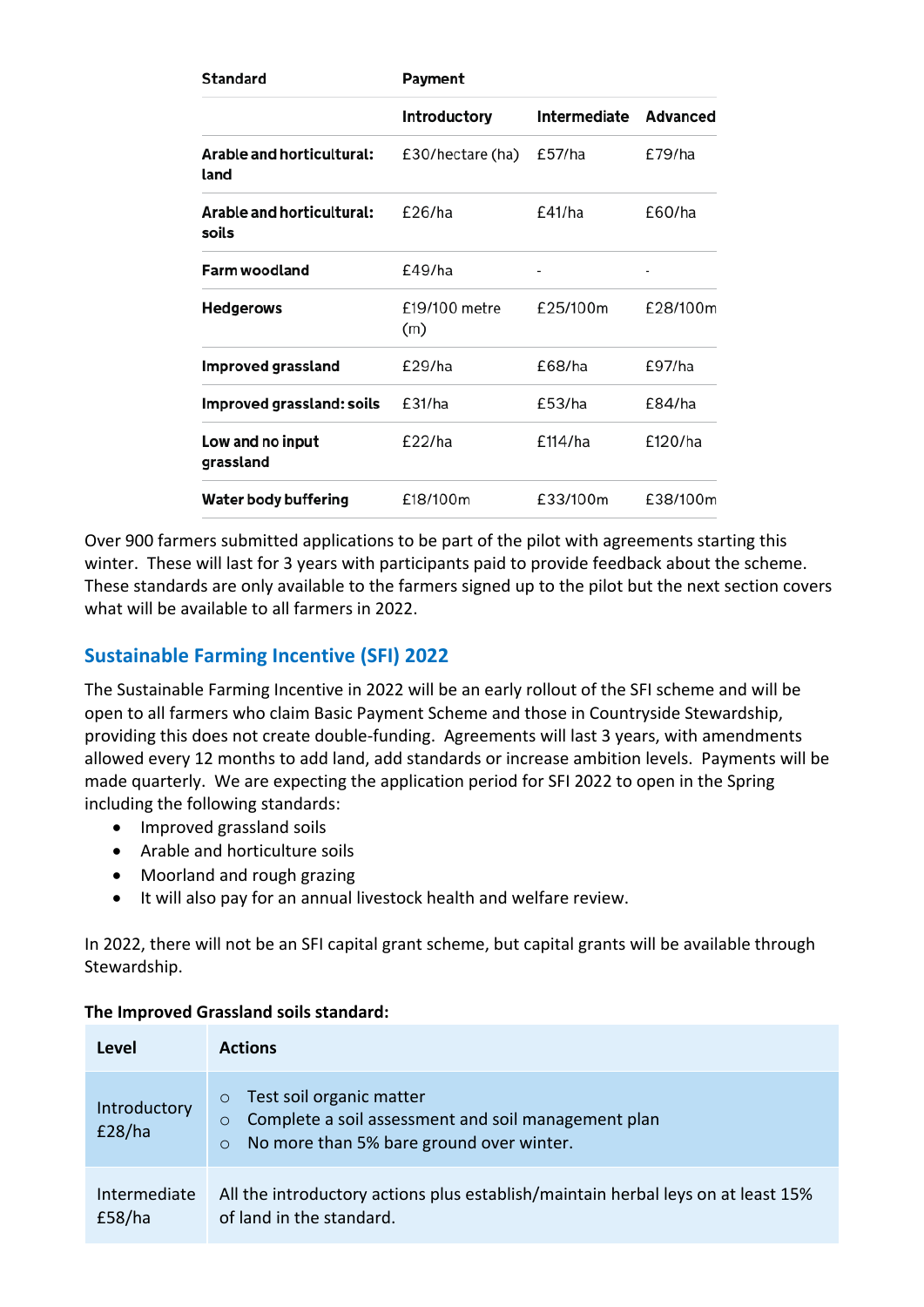| Standard | Payment | | |
|---|---|---|---|
| | Introductory | Intermediate | Advanced |
| Arable and horticultural: land | £30/hectare (ha) | £57/ha | £79/ha |
| Arable and horticultural: soils | £26/ha | £41/ha | £60/ha |
| Farm woodland | £49/ha | - | - |
| Hedgerows | £19/100 metre (m) | £25/100m | £28/100m |
| Improved grassland | £29/ha | £68/ha | £97/ha |
| Improved grassland: soils | £31/ha | £53/ha | £84/ha |
| Low and no input grassland | £22/ha | £114/ha | £120/ha |
| Water body buffering | £18/100m | £33/100m | £38/100m |

Over 900 farmers submitted applications to be part of the pilot with agreements starting this winter. These will last for 3 years with participants paid to provide feedback about the scheme. These standards are only available to the farmers signed up to the pilot but the next section covers what will be available to all farmers in 2022.

## Sustainable Farming Incentive (SFI) 2022

The Sustainable Farming Incentive in 2022 will be an early rollout of the SFI scheme and will be open to all farmers who claim Basic Payment Scheme and those in Countryside Stewardship, providing this does not create double-funding. Agreements will last 3 years, with amendments allowed every 12 months to add land, add standards or increase ambition levels. Payments will be made quarterly. We are expecting the application period for SFI 2022 to open in the Spring including the following standards:

- Improved grassland soils
- Arable and horticulture soils
- Moorland and rough grazing
- It will also pay for an annual livestock health and welfare review.

In 2022, there will not be an SFI capital grant scheme, but capital grants will be available through Stewardship.

**The Improved Grassland soils standard:**

| Level | Actions |
|---|---|
| Introductory £28/ha | ○ Test soil organic matter<br>○ Complete a soil assessment and soil management plan<br>○ No more than 5% bare ground over winter. |
| Intermediate £58/ha | All the introductory actions plus establish/maintain herbal leys on at least 15% of land in the standard. |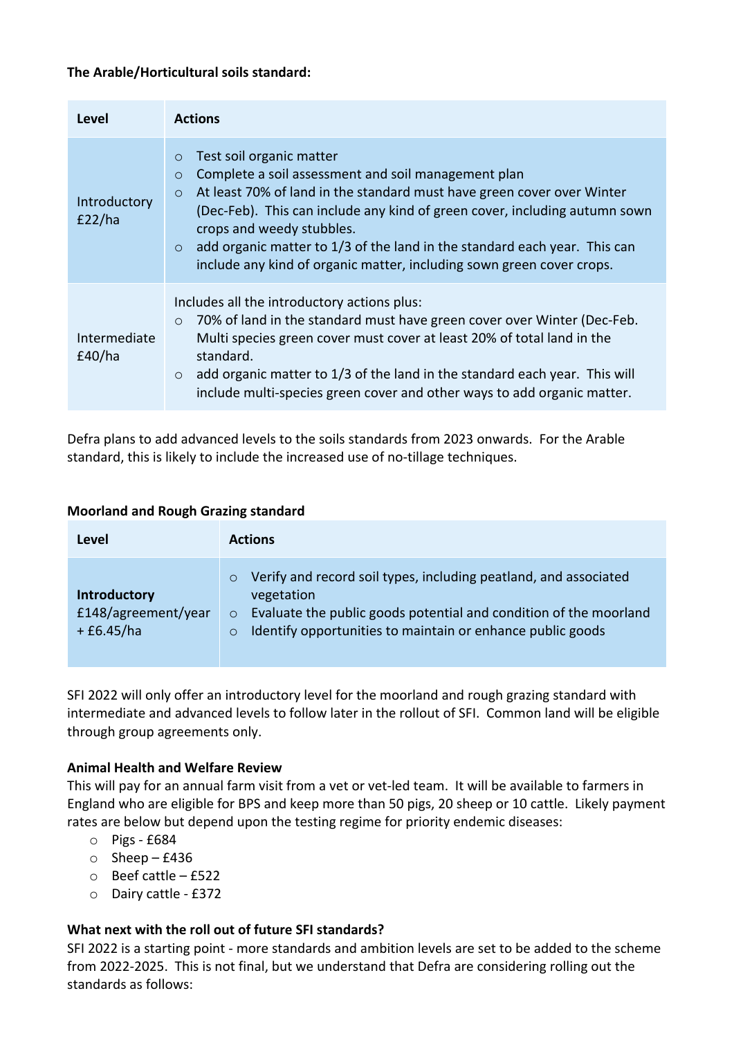**The Arable/Horticultural soils standard:**

| Level | Actions |
|---|---|
| Introductory £22/ha | ○ Test soil organic matter<br>○ Complete a soil assessment and soil management plan<br>○ At least 70% of land in the standard must have green cover over Winter (Dec-Feb). This can include any kind of green cover, including autumn sown crops and weedy stubbles.<br>○ add organic matter to 1/3 of the land in the standard each year. This can include any kind of organic matter, including sown green cover crops. |
| Intermediate £40/ha | Includes all the introductory actions plus:<br>○ 70% of land in the standard must have green cover over Winter (Dec-Feb. Multi species green cover must cover at least 20% of total land in the standard.<br>○ add organic matter to 1/3 of the land in the standard each year. This will include multi-species green cover and other ways to add organic matter. |

Defra plans to add advanced levels to the soils standards from 2023 onwards. For the Arable standard, this is likely to include the increased use of no-tillage techniques.

**Moorland and Rough Grazing standard**

| Level | Actions |
|---|---|
| **Introductory** £148/agreement/year + £6.45/ha | ○ Verify and record soil types, including peatland, and associated vegetation<br>○ Evaluate the public goods potential and condition of the moorland<br>○ Identify opportunities to maintain or enhance public goods |

SFI 2022 will only offer an introductory level for the moorland and rough grazing standard with intermediate and advanced levels to follow later in the rollout of SFI. Common land will be eligible through group agreements only.

**Animal Health and Welfare Review**

This will pay for an annual farm visit from a vet or vet-led team. It will be available to farmers in England who are eligible for BPS and keep more than 50 pigs, 20 sheep or 10 cattle. Likely payment rates are below but depend upon the testing regime for priority endemic diseases:

- Pigs - £684
- Sheep – £436
- Beef cattle – £522
- Dairy cattle - £372

**What next with the roll out of future SFI standards?**

SFI 2022 is a starting point - more standards and ambition levels are set to be added to the scheme from 2022-2025. This is not final, but we understand that Defra are considering rolling out the standards as follows: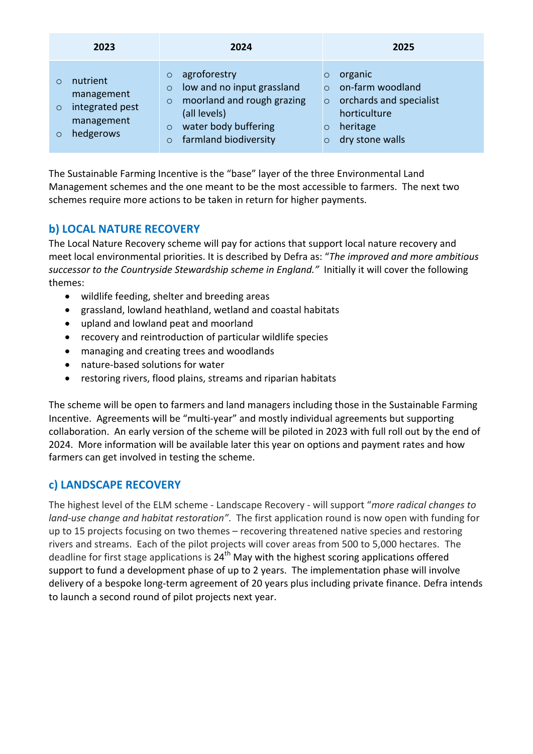| 2023 | 2024 | 2025 |
|---|---|---|
| ○ nutrient management<br>○ integrated pest management<br>○ hedgerows | ○ agroforestry<br>○ low and no input grassland<br>○ moorland and rough grazing (all levels)<br>○ water body buffering<br>○ farmland biodiversity | ○ organic<br>○ on-farm woodland<br>○ orchards and specialist horticulture<br>○ heritage<br>○ dry stone walls |

The Sustainable Farming Incentive is the "base" layer of the three Environmental Land Management schemes and the one meant to be the most accessible to farmers. The next two schemes require more actions to be taken in return for higher payments.

## b) LOCAL NATURE RECOVERY

The Local Nature Recovery scheme will pay for actions that support local nature recovery and meet local environmental priorities. It is described by Defra as: "*The improved and more ambitious successor to the Countryside Stewardship scheme in England.*" Initially it will cover the following themes:

- wildlife feeding, shelter and breeding areas
- grassland, lowland heathland, wetland and coastal habitats
- upland and lowland peat and moorland
- recovery and reintroduction of particular wildlife species
- managing and creating trees and woodlands
- nature-based solutions for water
- restoring rivers, flood plains, streams and riparian habitats

The scheme will be open to farmers and land managers including those in the Sustainable Farming Incentive. Agreements will be "multi-year" and mostly individual agreements but supporting collaboration. An early version of the scheme will be piloted in 2023 with full roll out by the end of 2024. More information will be available later this year on options and payment rates and how farmers can get involved in testing the scheme.

## c) LANDSCAPE RECOVERY

The highest level of the ELM scheme - Landscape Recovery - will support "*more radical changes to land-use change and habitat restoration*". The first application round is now open with funding for up to 15 projects focusing on two themes – recovering threatened native species and restoring rivers and streams. Each of the pilot projects will cover areas from 500 to 5,000 hectares. The deadline for first stage applications is 24th May with the highest scoring applications offered support to fund a development phase of up to 2 years. The implementation phase will involve delivery of a bespoke long-term agreement of 20 years plus including private finance. Defra intends to launch a second round of pilot projects next year.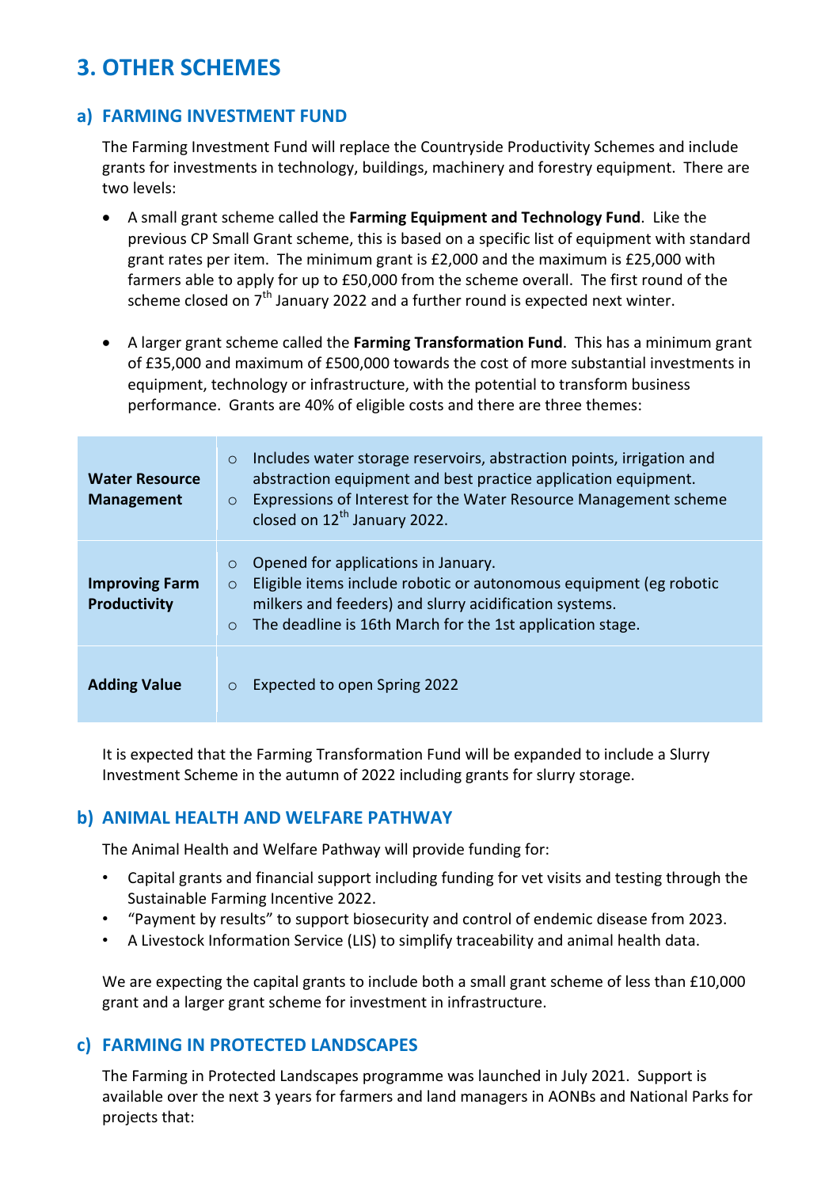## 3. OTHER SCHEMES

### a) FARMING INVESTMENT FUND

The Farming Investment Fund will replace the Countryside Productivity Schemes and include grants for investments in technology, buildings, machinery and forestry equipment. There are two levels:

- A small grant scheme called the **Farming Equipment and Technology Fund**. Like the previous CP Small Grant scheme, this is based on a specific list of equipment with standard grant rates per item. The minimum grant is £2,000 and the maximum is £25,000 with farmers able to apply for up to £50,000 from the scheme overall. The first round of the scheme closed on 7th January 2022 and a further round is expected next winter.

- A larger grant scheme called the **Farming Transformation Fund**. This has a minimum grant of £35,000 and maximum of £500,000 towards the cost of more substantial investments in equipment, technology or infrastructure, with the potential to transform business performance. Grants are 40% of eligible costs and there are three themes:

| | |
|---|---|
| **Water Resource Management** | ○ Includes water storage reservoirs, abstraction points, irrigation and abstraction equipment and best practice application equipment.<br>○ Expressions of Interest for the Water Resource Management scheme closed on 12th January 2022. |
| **Improving Farm Productivity** | ○ Opened for applications in January.<br>○ Eligible items include robotic or autonomous equipment (eg robotic milkers and feeders) and slurry acidification systems.<br>○ The deadline is 16th March for the 1st application stage. |
| **Adding Value** | ○ Expected to open Spring 2022 |

It is expected that the Farming Transformation Fund will be expanded to include a Slurry Investment Scheme in the autumn of 2022 including grants for slurry storage.

### b) ANIMAL HEALTH AND WELFARE PATHWAY

The Animal Health and Welfare Pathway will provide funding for:

- Capital grants and financial support including funding for vet visits and testing through the Sustainable Farming Incentive 2022.
- "Payment by results" to support biosecurity and control of endemic disease from 2023.
- A Livestock Information Service (LIS) to simplify traceability and animal health data.

We are expecting the capital grants to include both a small grant scheme of less than £10,000 grant and a larger grant scheme for investment in infrastructure.

### c) FARMING IN PROTECTED LANDSCAPES

The Farming in Protected Landscapes programme was launched in July 2021. Support is available over the next 3 years for farmers and land managers in AONBs and National Parks for projects that: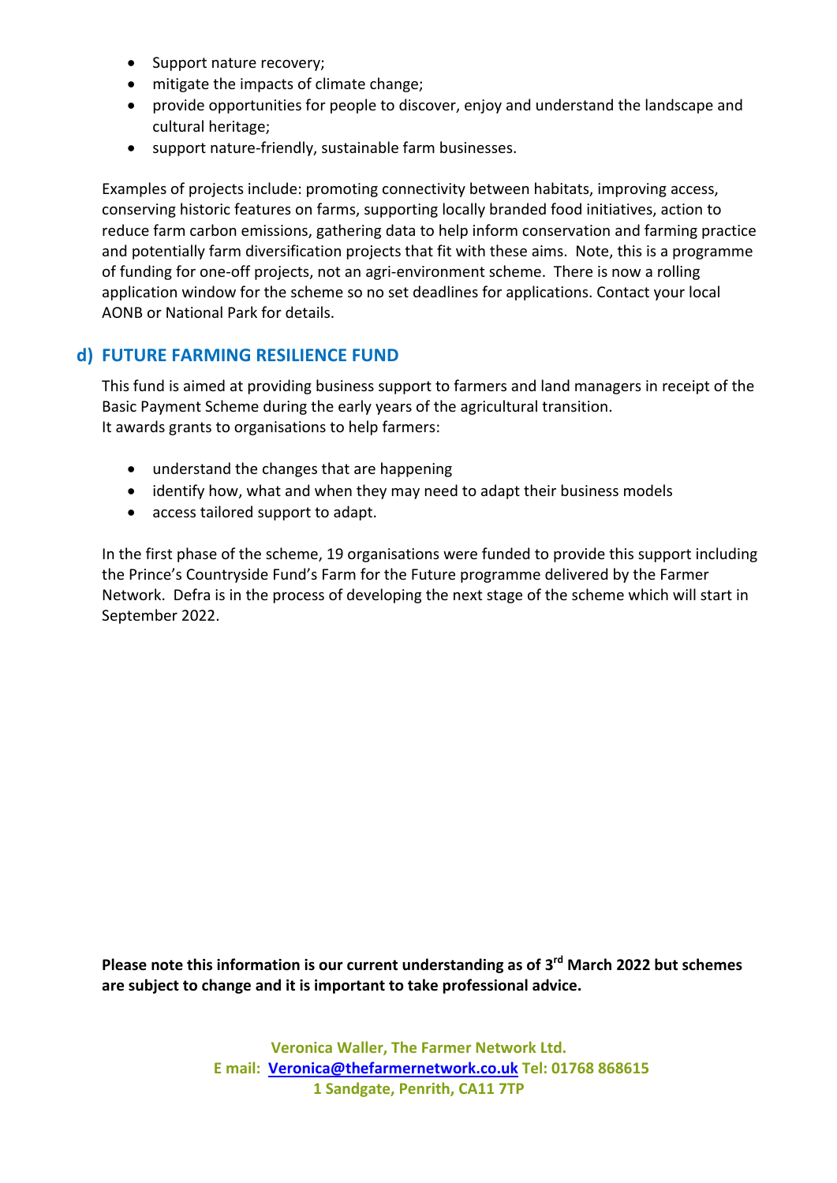- Support nature recovery;
- mitigate the impacts of climate change;
- provide opportunities for people to discover, enjoy and understand the landscape and cultural heritage;
- support nature-friendly, sustainable farm businesses.

Examples of projects include: promoting connectivity between habitats, improving access, conserving historic features on farms, supporting locally branded food initiatives, action to reduce farm carbon emissions, gathering data to help inform conservation and farming practice and potentially farm diversification projects that fit with these aims. Note, this is a programme of funding for one-off projects, not an agri-environment scheme. There is now a rolling application window for the scheme so no set deadlines for applications. Contact your local AONB or National Park for details.

## d) FUTURE FARMING RESILIENCE FUND

This fund is aimed at providing business support to farmers and land managers in receipt of the Basic Payment Scheme during the early years of the agricultural transition.
It awards grants to organisations to help farmers:

- understand the changes that are happening
- identify how, what and when they may need to adapt their business models
- access tailored support to adapt.

In the first phase of the scheme, 19 organisations were funded to provide this support including the Prince's Countryside Fund's Farm for the Future programme delivered by the Farmer Network. Defra is in the process of developing the next stage of the scheme which will start in September 2022.

**Please note this information is our current understanding as of 3rd March 2022 but schemes are subject to change and it is important to take professional advice.**

**Veronica Waller, The Farmer Network Ltd.**
**E mail: Veronica@thefarmernetwork.co.uk Tel: 01768 868615**
**1 Sandgate, Penrith, CA11 7TP**